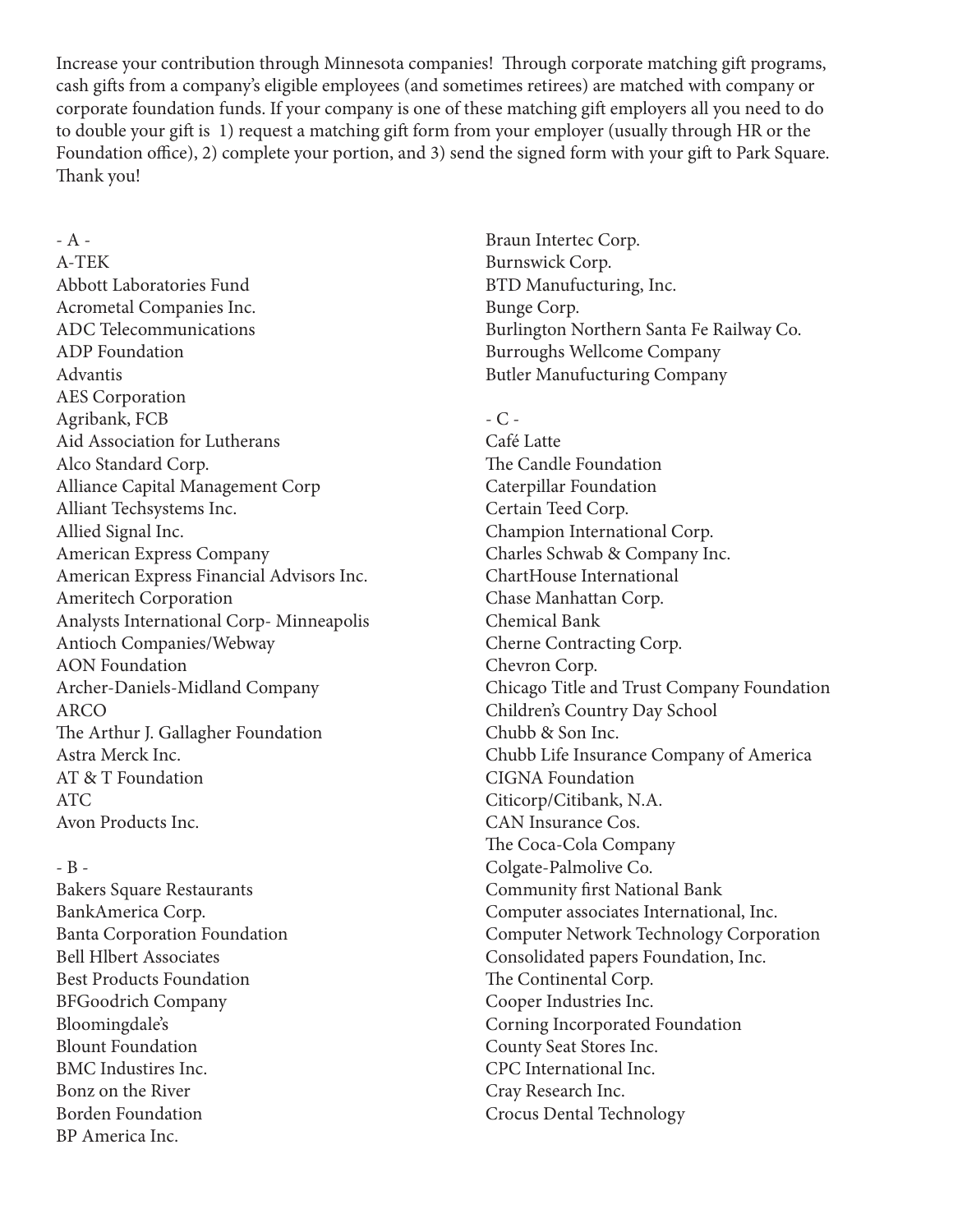Increase your contribution through Minnesota companies! Through corporate matching gift programs, cash gifts from a company's eligible employees (and sometimes retirees) are matched with company or corporate foundation funds. If your company is one of these matching gift employers all you need to do to double your gift is 1) request a matching gift form from your employer (usually through HR or the Foundation office), 2) complete your portion, and 3) send the signed form with your gift to Park Square. Thank you!

- A -

A-TEK
Abbott Laboratories Fund
Acrometal Companies Inc.
ADC Telecommunications
ADP Foundation
Advantis
AES Corporation
Agribank, FCB
Aid Association for Lutherans
Alco Standard Corp.
Alliance Capital Management Corp
Alliant Techsystems Inc.
Allied Signal Inc.
American Express Company
American Express Financial Advisors Inc.
Ameritech Corporation
Analysts International Corp- Minneapolis
Antioch Companies/Webway
AON Foundation
Archer-Daniels-Midland Company
ARCO
The Arthur J. Gallagher Foundation
Astra Merck Inc.
AT & T Foundation
ATC
Avon Products Inc.

- B -

Bakers Square Restaurants
BankAmerica Corp.
Banta Corporation Foundation
Bell Hlbert Associates
Best Products Foundation
BFGoodrich Company
Bloomingdale's
Blount Foundation
BMC Industires Inc.
Bonz on the River
Borden Foundation
BP America Inc.
Braun Intertec Corp.
Burnswick Corp.
BTD Manufucturing, Inc.
Bunge Corp.
Burlington Northern Santa Fe Railway Co.
Burroughs Wellcome Company
Butler Manufucturing Company

- C -

Café Latte
The Candle Foundation
Caterpillar Foundation
Certain Teed Corp.
Champion International Corp.
Charles Schwab & Company Inc.
ChartHouse International
Chase Manhattan Corp.
Chemical Bank
Cherne Contracting Corp.
Chevron Corp.
Chicago Title and Trust Company Foundation
Children's Country Day School
Chubb & Son Inc.
Chubb Life Insurance Company of America
CIGNA Foundation
Citicorp/Citibank, N.A.
CAN Insurance Cos.
The Coca-Cola Company
Colgate-Palmolive Co.
Community first National Bank
Computer associates International, Inc.
Computer Network Technology Corporation
Consolidated papers Foundation, Inc.
The Continental Corp.
Cooper Industries Inc.
Corning Incorporated Foundation
County Seat Stores Inc.
CPC International Inc.
Cray Research Inc.
Crocus Dental Technology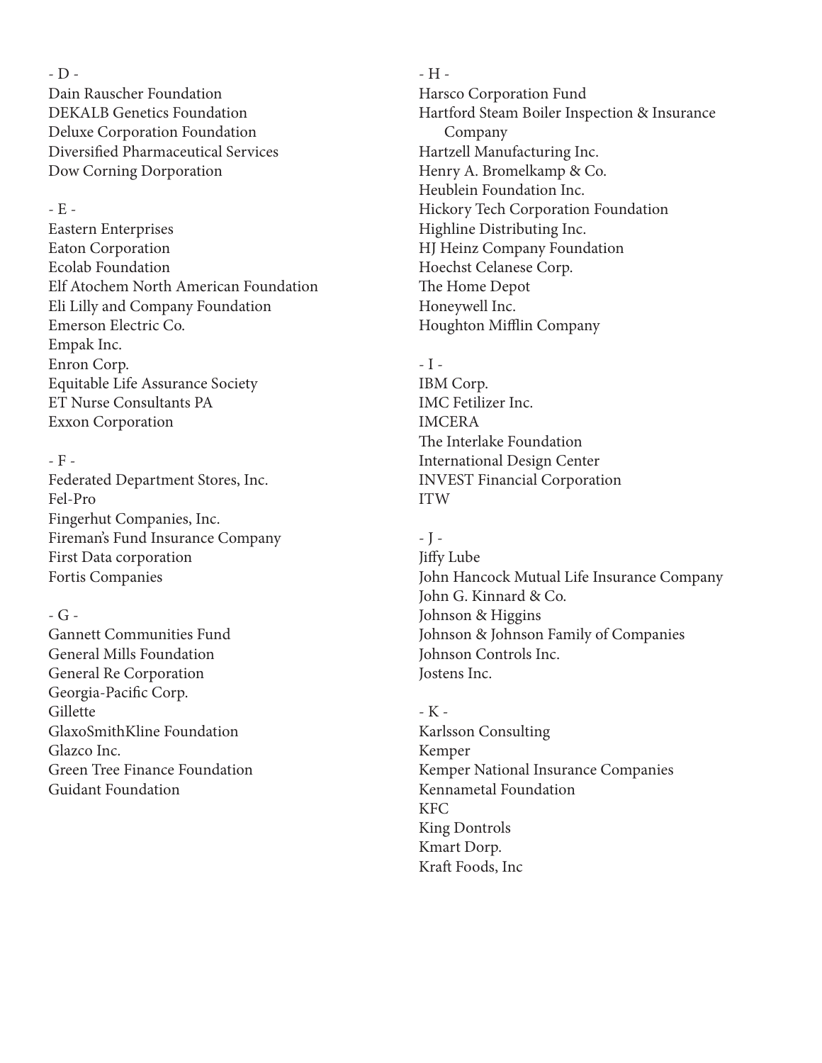- D -

Dain Rauscher Foundation
DEKALB Genetics Foundation
Deluxe Corporation Foundation
Diversified Pharmaceutical Services
Dow Corning Dorporation

- E -

Eastern Enterprises
Eaton Corporation
Ecolab Foundation
Elf Atochem North American Foundation
Eli Lilly and Company Foundation
Emerson Electric Co.
Empak Inc.
Enron Corp.
Equitable Life Assurance Society
ET Nurse Consultants PA
Exxon Corporation

- F -

Federated Department Stores, Inc.
Fel-Pro
Fingerhut Companies, Inc.
Fireman's Fund Insurance Company
First Data corporation
Fortis Companies

- G -

Gannett Communities Fund
General Mills Foundation
General Re Corporation
Georgia-Pacific Corp.
Gillette
GlaxoSmithKline Foundation
Glazco Inc.
Green Tree Finance Foundation
Guidant Foundation

- H -

Harsco Corporation Fund
Hartford Steam Boiler Inspection & Insurance Company
Hartzell Manufacturing Inc.
Henry A. Bromelkamp & Co.
Heublein Foundation Inc.
Hickory Tech Corporation Foundation
Highline Distributing Inc.
HJ Heinz Company Foundation
Hoechst Celanese Corp.
The Home Depot
Honeywell Inc.
Houghton Mifflin Company

- I -

IBM Corp.
IMC Fetilizer Inc.
IMCERA
The Interlake Foundation
International Design Center
INVEST Financial Corporation
ITW

- J -

Jiffy Lube
John Hancock Mutual Life Insurance Company
John G. Kinnard & Co.
Johnson & Higgins
Johnson & Johnson Family of Companies
Johnson Controls Inc.
Jostens Inc.

- K -

Karlsson Consulting
Kemper
Kemper National Insurance Companies
Kennametal Foundation
KFC
King Dontrols
Kmart Dorp.
Kraft Foods, Inc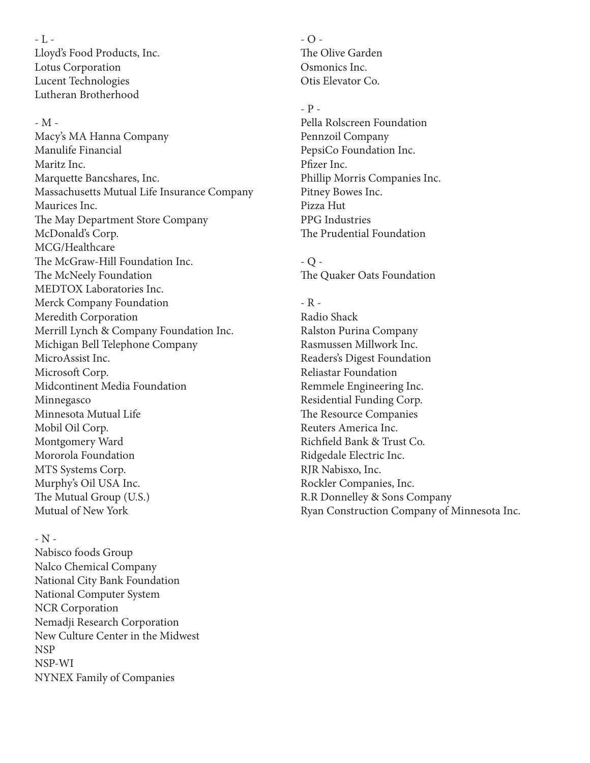- L -

Lloyd's Food Products, Inc.
Lotus Corporation
Lucent Technologies
Lutheran Brotherhood

- M -

Macy's MA Hanna Company
Manulife Financial
Maritz Inc.
Marquette Bancshares, Inc.
Massachusetts Mutual Life Insurance Company
Maurices Inc.
The May Department Store Company
McDonald's Corp.
MCG/Healthcare
The McGraw-Hill Foundation Inc.
The McNeely Foundation
MEDTOX Laboratories Inc.
Merck Company Foundation
Meredith Corporation
Merrill Lynch & Company Foundation Inc.
Michigan Bell Telephone Company
MicroAssist Inc.
Microsoft Corp.
Midcontinent Media Foundation
Minnegasco
Minnesota Mutual Life
Mobil Oil Corp.
Montgomery Ward
Mororola Foundation
MTS Systems Corp.
Murphy's Oil USA Inc.
The Mutual Group (U.S.)
Mutual of New York

- N -

Nabisco foods Group
Nalco Chemical Company
National City Bank Foundation
National Computer System
NCR Corporation
Nemadji Research Corporation
New Culture Center in the Midwest
NSP
NSP-WI
NYNEX Family of Companies

- O -

The Olive Garden
Osmonics Inc.
Otis Elevator Co.

- P -

Pella Rolscreen Foundation
Pennzoil Company
PepsiCo Foundation Inc.
Pfizer Inc.
Phillip Morris Companies Inc.
Pitney Bowes Inc.
Pizza Hut
PPG Industries
The Prudential Foundation

- Q -

The Quaker Oats Foundation

- R -

Radio Shack
Ralston Purina Company
Rasmussen Millwork Inc.
Readers's Digest Foundation
Reliastar Foundation
Remmele Engineering Inc.
Residential Funding Corp.
The Resource Companies
Reuters America Inc.
Richfield Bank & Trust Co.
Ridgedale Electric Inc.
RJR Nabisxo, Inc.
Rockler Companies, Inc.
R.R Donnelley & Sons Company
Ryan Construction Company of Minnesota Inc.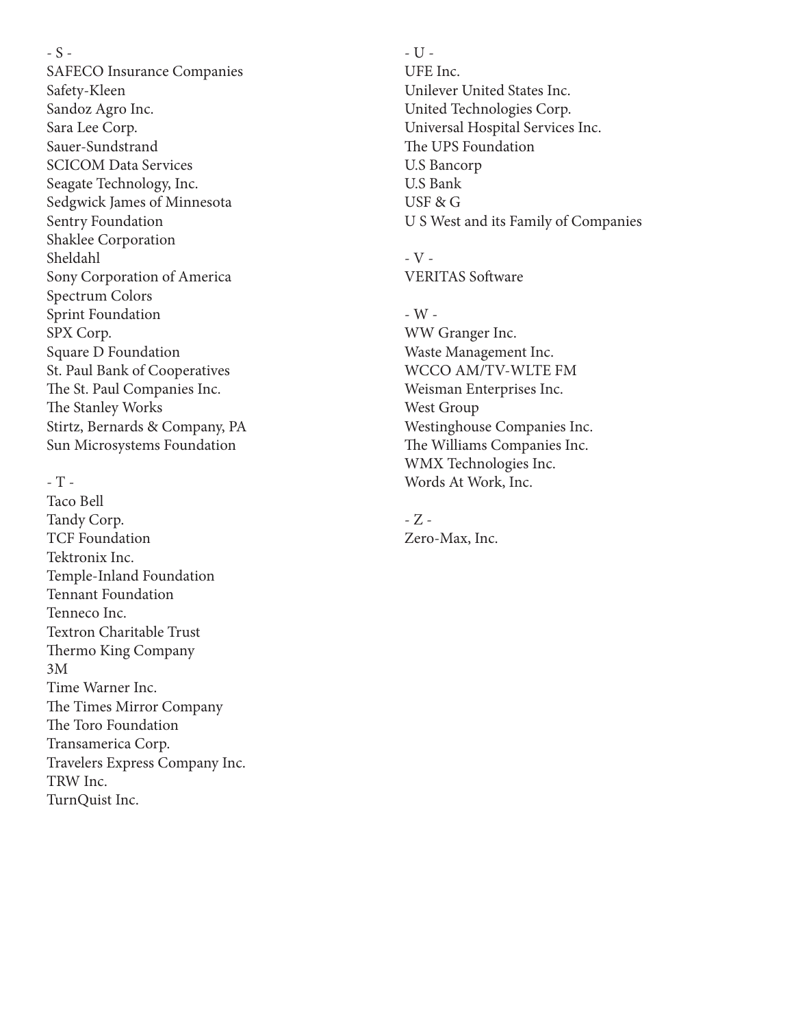- S -

SAFECO Insurance Companies
Safety-Kleen
Sandoz Agro Inc.
Sara Lee Corp.
Sauer-Sundstrand
SCICOM Data Services
Seagate Technology, Inc.
Sedgwick James of Minnesota
Sentry Foundation
Shaklee Corporation
Sheldahl
Sony Corporation of America
Spectrum Colors
Sprint Foundation
SPX Corp.
Square D Foundation
St. Paul Bank of Cooperatives
The St. Paul Companies Inc.
The Stanley Works
Stirtz, Bernards & Company, PA
Sun Microsystems Foundation

- T -

Taco Bell
Tandy Corp.
TCF Foundation
Tektronix Inc.
Temple-Inland Foundation
Tennant Foundation
Tenneco Inc.
Textron Charitable Trust
Thermo King Company
3M
Time Warner Inc.
The Times Mirror Company
The Toro Foundation
Transamerica Corp.
Travelers Express Company Inc.
TRW Inc.
TurnQuist Inc.

- U -

UFE Inc.
Unilever United States Inc.
United Technologies Corp.
Universal Hospital Services Inc.
The UPS Foundation
U.S Bancorp
U.S Bank
USF & G
U S West and its Family of Companies

- V -

VERITAS Software

- W -

WW Granger Inc.
Waste Management Inc.
WCCO AM/TV-WLTE FM
Weisman Enterprises Inc.
West Group
Westinghouse Companies Inc.
The Williams Companies Inc.
WMX Technologies Inc.
Words At Work, Inc.

- Z -

Zero-Max, Inc.